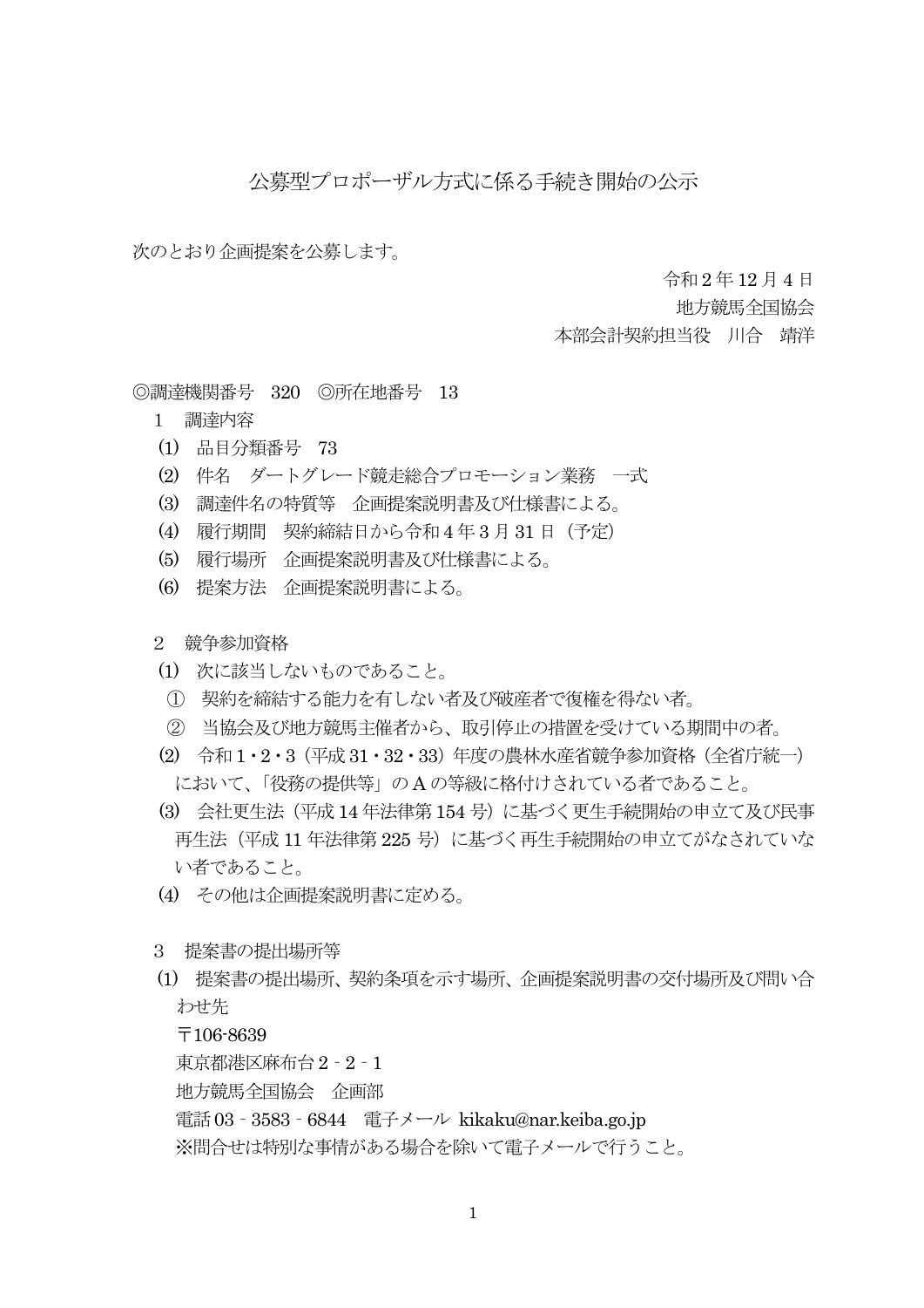# 公募型プロポーザル方式に係る手続き開始の公示

次のとおり企画提案を公募します。

令和２年 12 月４日
地方競馬全国協会
本部会計契約担当役　川合　靖洋

◎調達機関番号　320　◎所在地番号　13

１　調達内容

(1)　品目分類番号　73

(2)　件名　ダートグレード競走総合プロモーション業務　一式

(3)　調達件名の特質等　企画提案説明書及び仕様書による。

(4)　履行期間　契約締結日から令和４年３月 31 日（予定）

(5)　履行場所　企画提案説明書及び仕様書による。

(6)　提案方法　企画提案説明書による。

２　競争参加資格

(1)　次に該当しないものであること。

①　契約を締結する能力を有しない者及び破産者で復権を得ない者。

②　当協会及び地方競馬主催者から、取引停止の措置を受けている期間中の者。

(2)　令和１・２・３（平成 31・32・33）年度の農林水産省競争参加資格（全省庁統一）において、「役務の提供等」のＡの等級に格付けされている者であること。

(3)　会社更生法（平成 14 年法律第 154 号）に基づく更生手続開始の申立て及び民事再生法（平成 11 年法律第 225 号）に基づく再生手続開始の申立てがなされていない者であること。

(4)　その他は企画提案説明書に定める。

３　提案書の提出場所等

(1)　提案書の提出場所、契約条項を示す場所、企画提案説明書の交付場所及び問い合わせ先

〒106-8639
東京都港区麻布台２－２－１
地方競馬全国協会　企画部
電話 03－3583－6844　電子メール kikaku@nar.keiba.go.jp
※問合せは特別な事情がある場合を除いて電子メールで行うこと。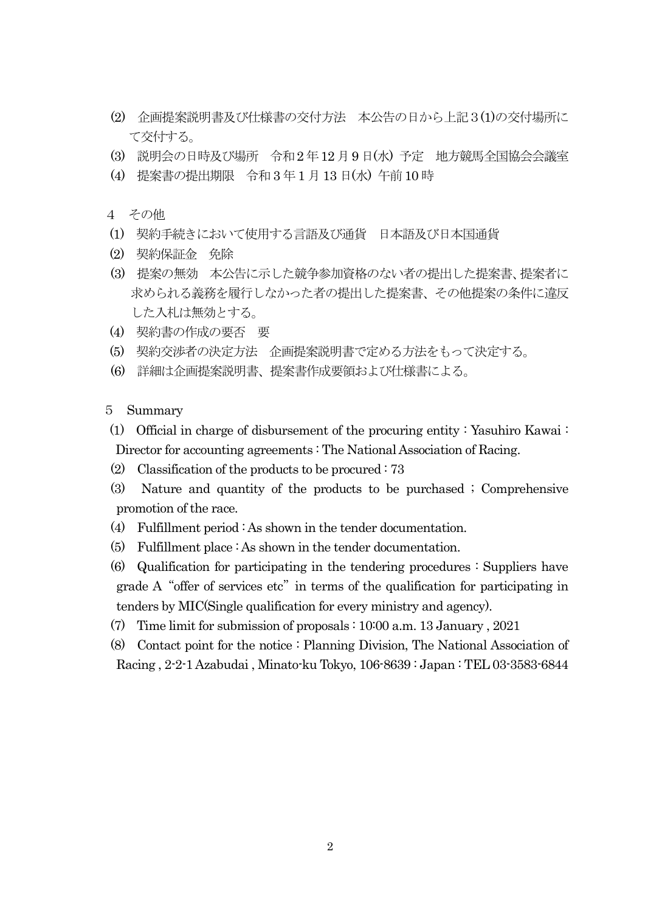(2) 企画提案説明書及び仕様書の交付方法　本公告の日から上記３(1)の交付場所にて交付する。

(3) 説明会の日時及び場所　令和２年12月９日(水) 予定　地方競馬全国協会会議室

(4) 提案書の提出期限　令和３年１月13日(水) 午前10時

４　その他

(1) 契約手続きにおいて使用する言語及び通貨　日本語及び日本国通貨

(2) 契約保証金　免除

(3) 提案の無効　本公告に示した競争参加資格のない者の提出した提案書、提案者に求められる義務を履行しなかった者の提出した提案書、その他提案の条件に違反した入札は無効とする。

(4) 契約書の作成の要否　要

(5) 契約交渉者の決定方法　企画提案説明書で定める方法をもって決定する。

(6) 詳細は企画提案説明書、提案書作成要領および仕様書による。

５　Summary

(1) Official in charge of disbursement of the procuring entity : Yasuhiro Kawai : Director for accounting agreements : The National Association of Racing.

(2) Classification of the products to be procured : 73

(3) Nature and quantity of the products to be purchased ; Comprehensive promotion of the race.

(4) Fulfillment period : As shown in the tender documentation.

(5) Fulfillment place : As shown in the tender documentation.

(6) Qualification for participating in the tendering procedures : Suppliers have grade A "offer of services etc" in terms of the qualification for participating in tenders by MIC(Single qualification for every ministry and agency).

(7) Time limit for submission of proposals : 10:00 a.m. 13 January , 2021

(8) Contact point for the notice : Planning Division, The National Association of Racing , 2-2-1 Azabudai , Minato-ku Tokyo, 106-8639 : Japan : TEL 03-3583-6844